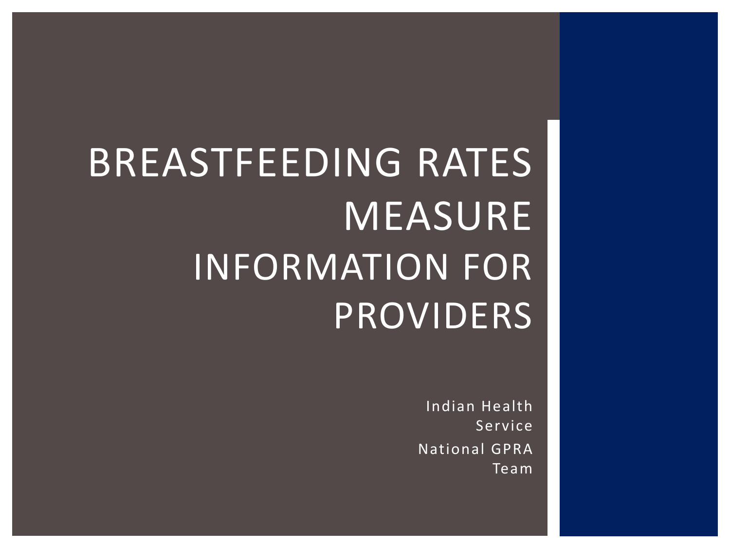# BREASTFEEDING RATES MEASURE INFORMATION FOR PROVIDERS

Indian Health Service

National GPRA Team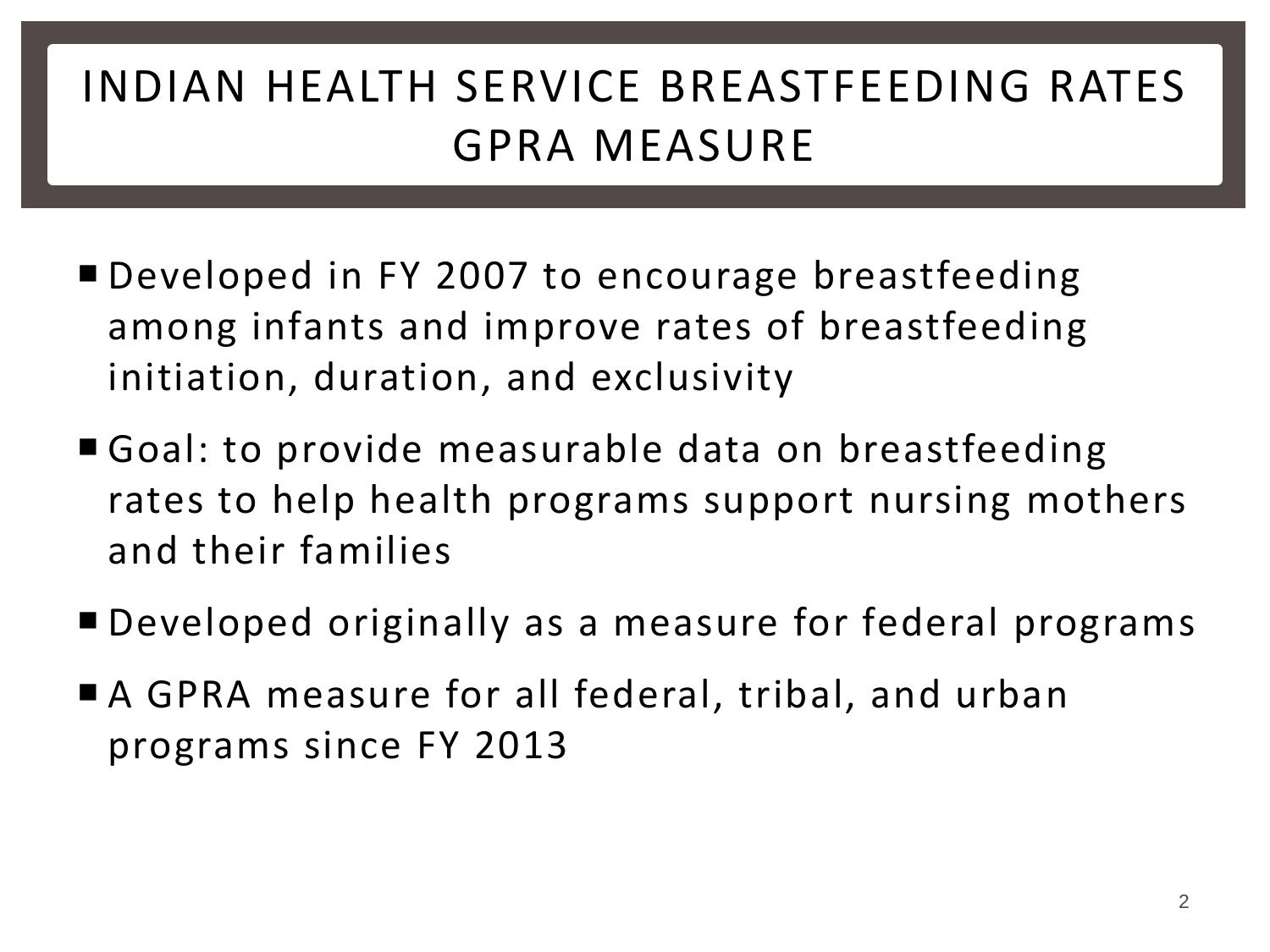# INDIAN HEALTH SERVICE BREASTFEEDING RATES GPRA MEASURE

- Developed in FY 2007 to encourage breastfeeding among infants and improve rates of breastfeeding initiation, duration, and exclusivity
- Goal: to provide measurable data on breastfeeding rates to help health programs support nursing mothers and their families
- Developed originally as a measure for federal programs
- A GPRA measure for all federal, tribal, and urban programs since FY 2013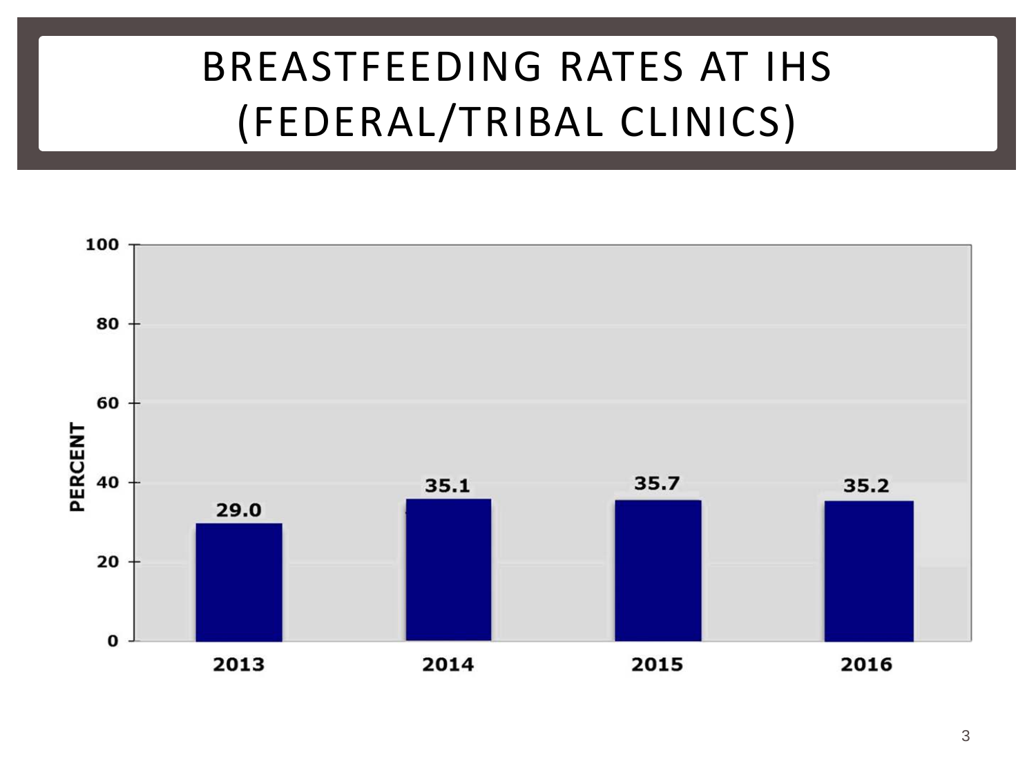# BREASTFEEDING RATES AT IHS (FEDERAL/TRIBAL CLINICS)

| Year | Percent |
| --- | --- |
| 2013 | 29.0 |
| 2014 | 35.1 |
| 2015 | 35.7 |
| 2016 | 35.2 |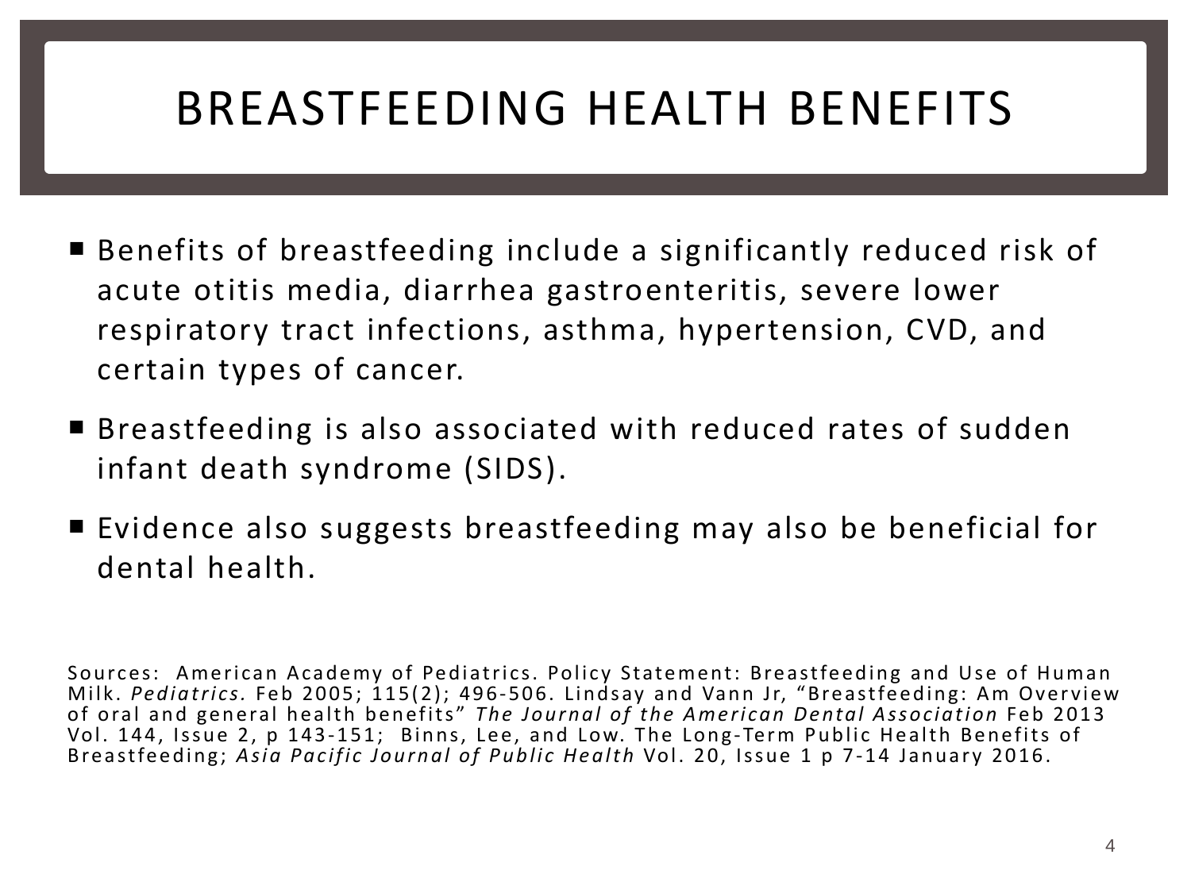# BREASTFEEDING HEALTH BENEFITS

- Benefits of breastfeeding include a significantly reduced risk of acute otitis media, diarrhea gastroenteritis, severe lower respiratory tract infections, asthma, hypertension, CVD, and certain types of cancer.
- Breastfeeding is also associated with reduced rates of sudden infant death syndrome (SIDS).
- Evidence also suggests breastfeeding may also be beneficial for dental health.

Sources: American Academy of Pediatrics. Policy Statement: Breastfeeding and Use of Human Milk. *Pediatrics.* Feb 2005; 115(2); 496-506. Lindsay and Vann Jr, "Breastfeeding: Am Overview of oral and general health benefits" *The Journal of the American Dental Association* Feb 2013 Vol. 144, Issue 2, p 143-151; Binns, Lee, and Low. The Long-Term Public Health Benefits of Breastfeeding; *Asia Pacific Journal of Public Health* Vol. 20, Issue 1 p 7-14 January 2016.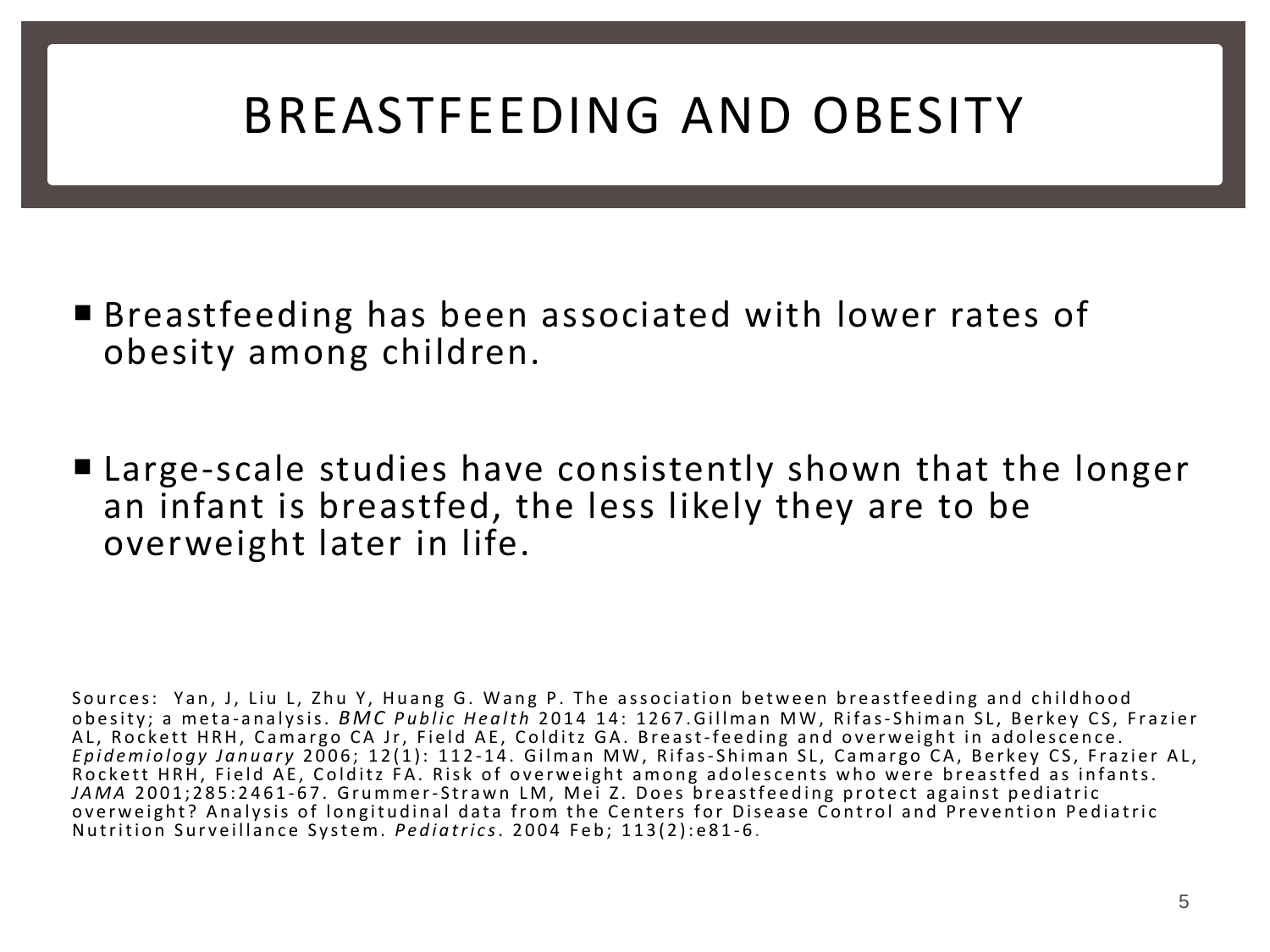# BREASTFEEDING AND OBESITY

- Breastfeeding has been associated with lower rates of obesity among children.

- Large-scale studies have consistently shown that the longer an infant is breastfed, the less likely they are to be overweight later in life.

Sources: Yan, J, Liu L, Zhu Y, Huang G. Wang P. The association between breastfeeding and childhood obesity; a meta-analysis. *BMC Public Health* 2014 14: 1267.Gillman MW, Rifas-Shiman SL, Berkey CS, Frazier AL, Rockett HRH, Camargo CA Jr, Field AE, Colditz GA. Breast-feeding and overweight in adolescence. *Epidemiology January* 2006; 12(1): 112-14. Gilman MW, Rifas-Shiman SL, Camargo CA, Berkey CS, Frazier AL, Rockett HRH, Field AE, Colditz FA. Risk of overweight among adolescents who were breastfed as infants. *JAMA* 2001;285:2461-67. Grummer-Strawn LM, Mei Z. Does breastfeeding protect against pediatric overweight? Analysis of longitudinal data from the Centers for Disease Control and Prevention Pediatric Nutrition Surveillance System. *Pediatrics*. 2004 Feb; 113(2):e81-6.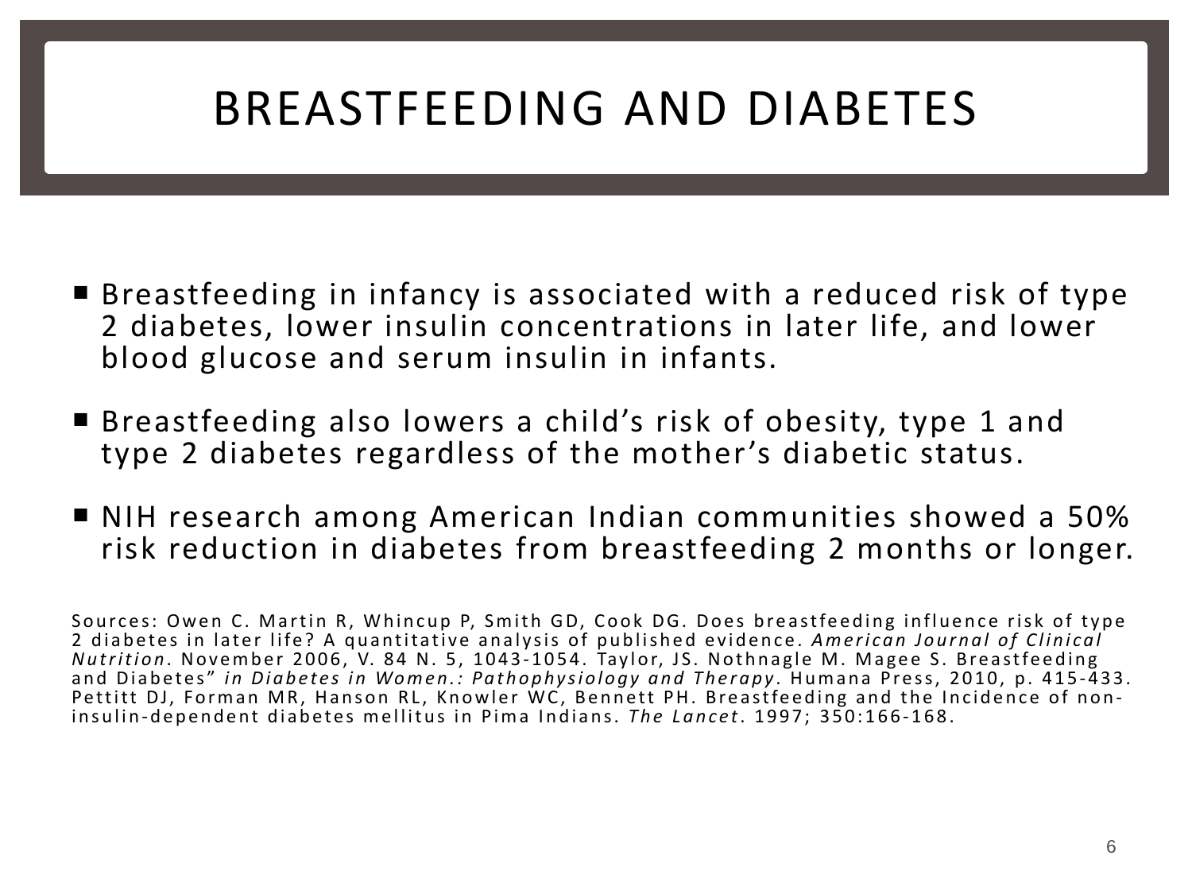# BREASTFEEDING AND DIABETES

- Breastfeeding in infancy is associated with a reduced risk of type 2 diabetes, lower insulin concentrations in later life, and lower blood glucose and serum insulin in infants.
- Breastfeeding also lowers a child's risk of obesity, type 1 and type 2 diabetes regardless of the mother's diabetic status.
- NIH research among American Indian communities showed a 50% risk reduction in diabetes from breastfeeding 2 months or longer.

Sources: Owen C. Martin R, Whincup P, Smith GD, Cook DG. Does breastfeeding influence risk of type 2 diabetes in later life? A quantitative analysis of published evidence. *American Journal of Clinical Nutrition*. November 2006, V. 84 N. 5, 1043-1054. Taylor, JS. Nothnagle M. Magee S. Breastfeeding and Diabetes" *in Diabetes in Women.: Pathophysiology and Therapy*. Humana Press, 2010, p. 415-433. Pettitt DJ, Forman MR, Hanson RL, Knowler WC, Bennett PH. Breastfeeding and the Incidence of non-insulin-dependent diabetes mellitus in Pima Indians. *The Lancet*. 1997; 350:166-168.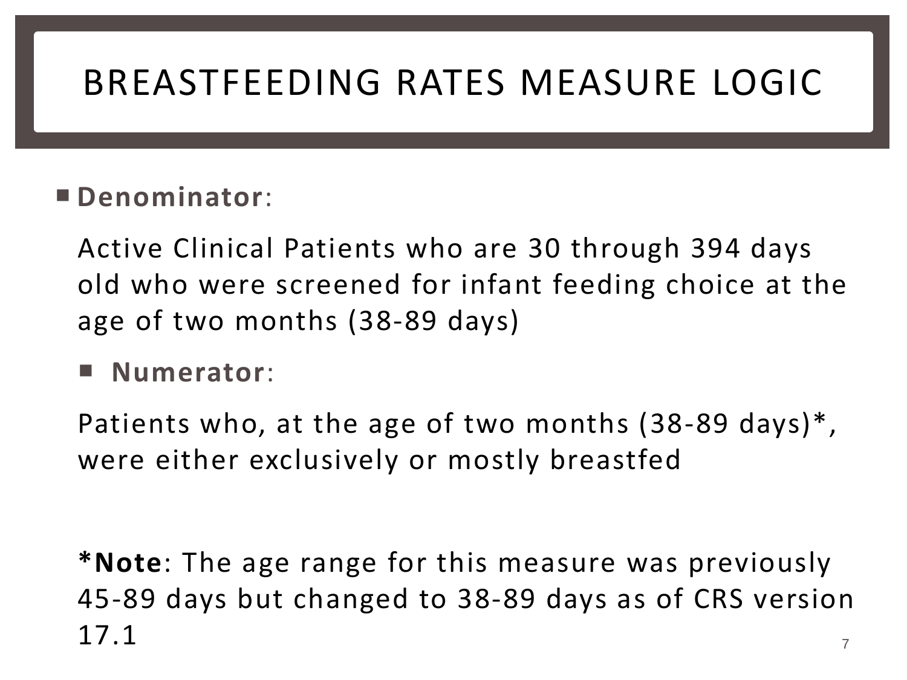# BREASTFEEDING RATES MEASURE LOGIC

- **Denominator**:

  Active Clinical Patients who are 30 through 394 days old who were screened for infant feeding choice at the age of two months (38-89 days)

  - **Numerator**:

  Patients who, at the age of two months (38-89 days)*, were either exclusively or mostly breastfed

  ***Note**: The age range for this measure was previously 45-89 days but changed to 38-89 days as of CRS version 17.1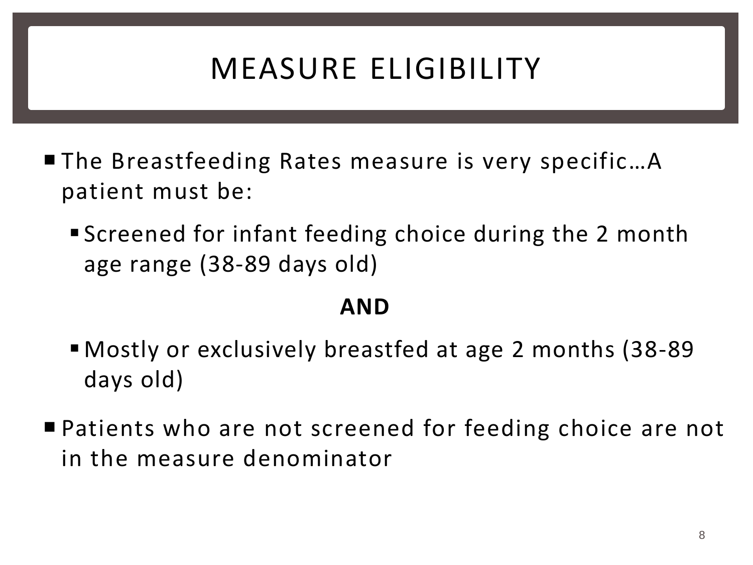# MEASURE ELIGIBILITY

- The Breastfeeding Rates measure is very specific…A patient must be:
  - Screened for infant feeding choice during the 2 month age range (38-89 days old)

    **AND**

  - Mostly or exclusively breastfed at age 2 months (38-89 days old)
- Patients who are not screened for feeding choice are not in the measure denominator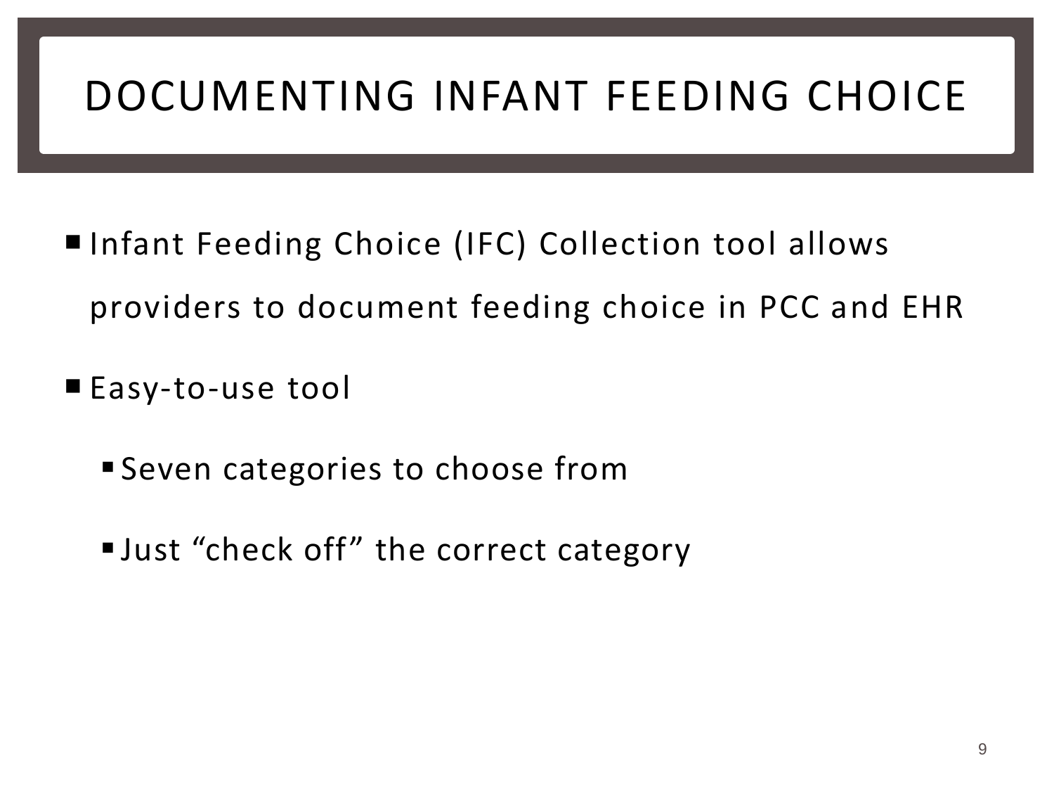# DOCUMENTING INFANT FEEDING CHOICE

- Infant Feeding Choice (IFC) Collection tool allows providers to document feeding choice in PCC and EHR
- Easy-to-use tool
  - Seven categories to choose from
  - Just "check off" the correct category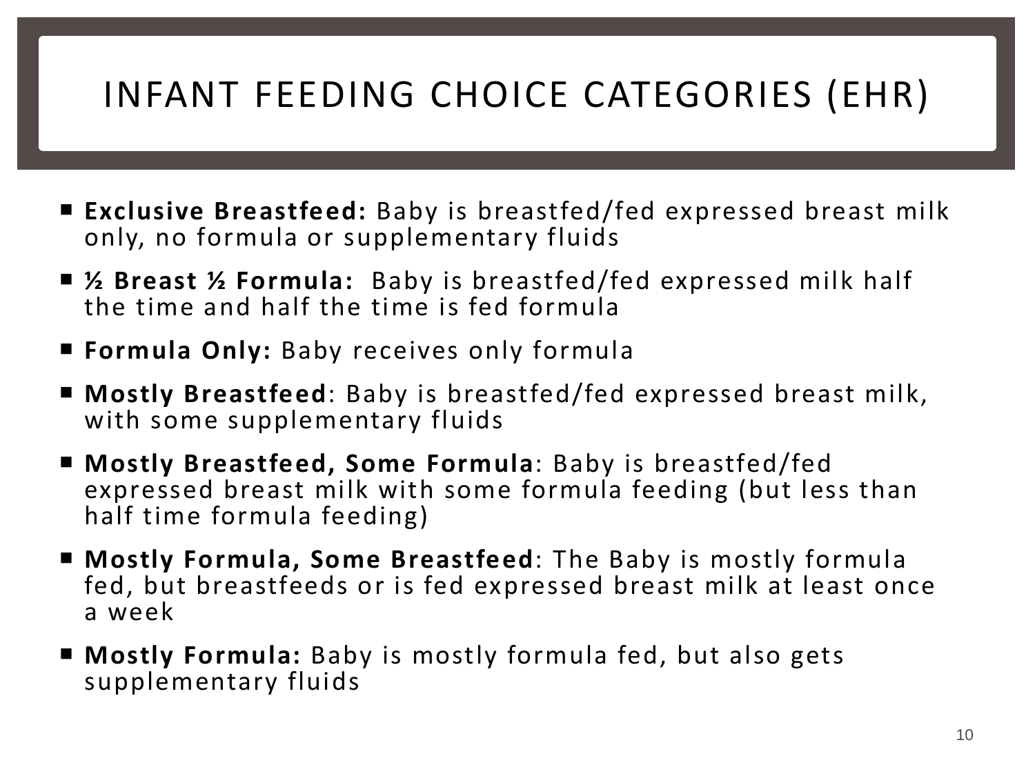# INFANT FEEDING CHOICE CATEGORIES (EHR)

- **Exclusive Breastfeed:** Baby is breastfed/fed expressed breast milk only, no formula or supplementary fluids
- **½ Breast ½ Formula:** Baby is breastfed/fed expressed milk half the time and half the time is fed formula
- **Formula Only:** Baby receives only formula
- **Mostly Breastfeed**: Baby is breastfed/fed expressed breast milk, with some supplementary fluids
- **Mostly Breastfeed, Some Formula**: Baby is breastfed/fed expressed breast milk with some formula feeding (but less than half time formula feeding)
- **Mostly Formula, Some Breastfeed**: The Baby is mostly formula fed, but breastfeeds or is fed expressed breast milk at least once a week
- **Mostly Formula:** Baby is mostly formula fed, but also gets supplementary fluids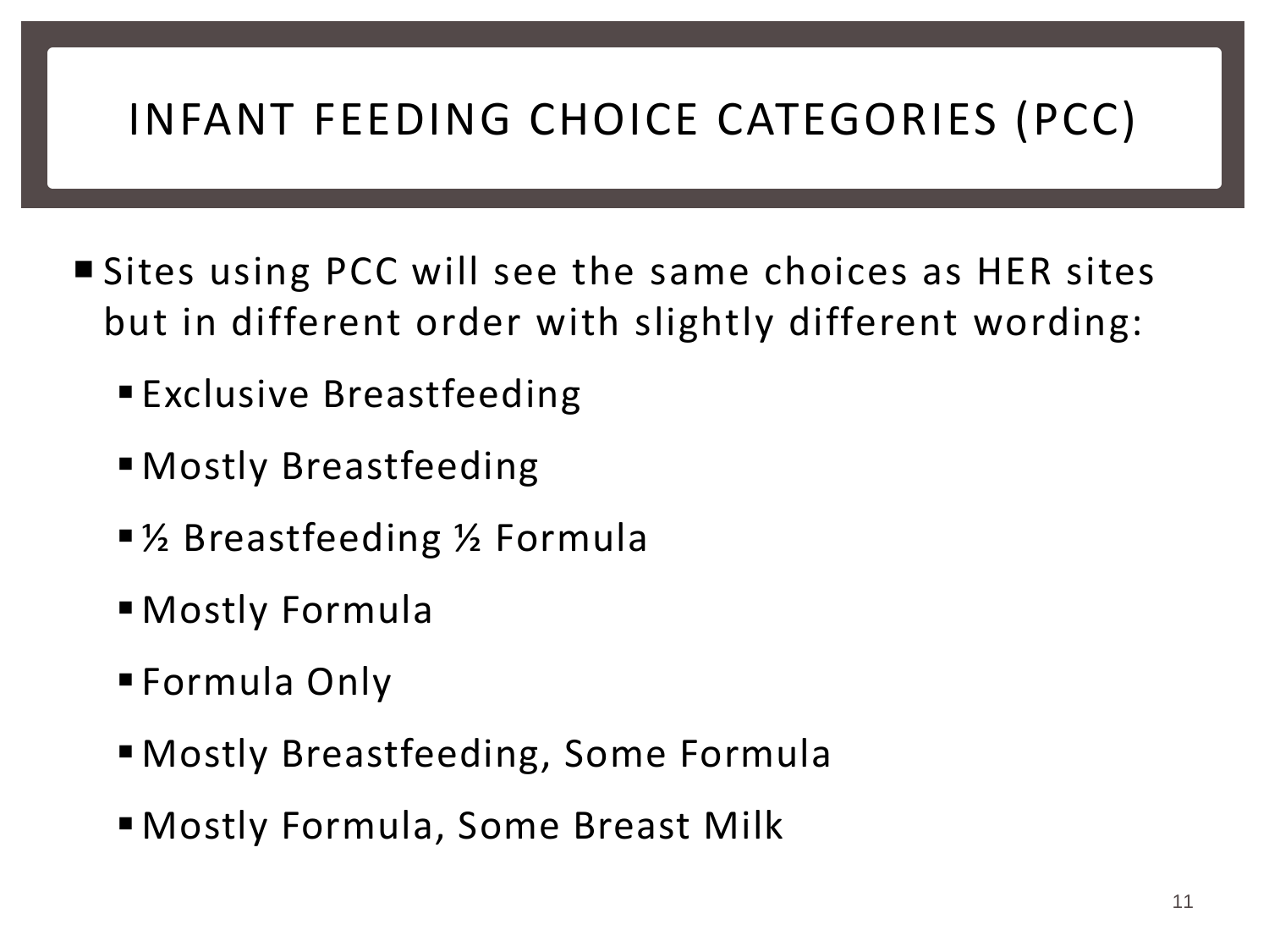# INFANT FEEDING CHOICE CATEGORIES (PCC)

- Sites using PCC will see the same choices as HER sites but in different order with slightly different wording:
  - Exclusive Breastfeeding
  - Mostly Breastfeeding
  - ½ Breastfeeding ½ Formula
  - Mostly Formula
  - Formula Only
  - Mostly Breastfeeding, Some Formula
  - Mostly Formula, Some Breast Milk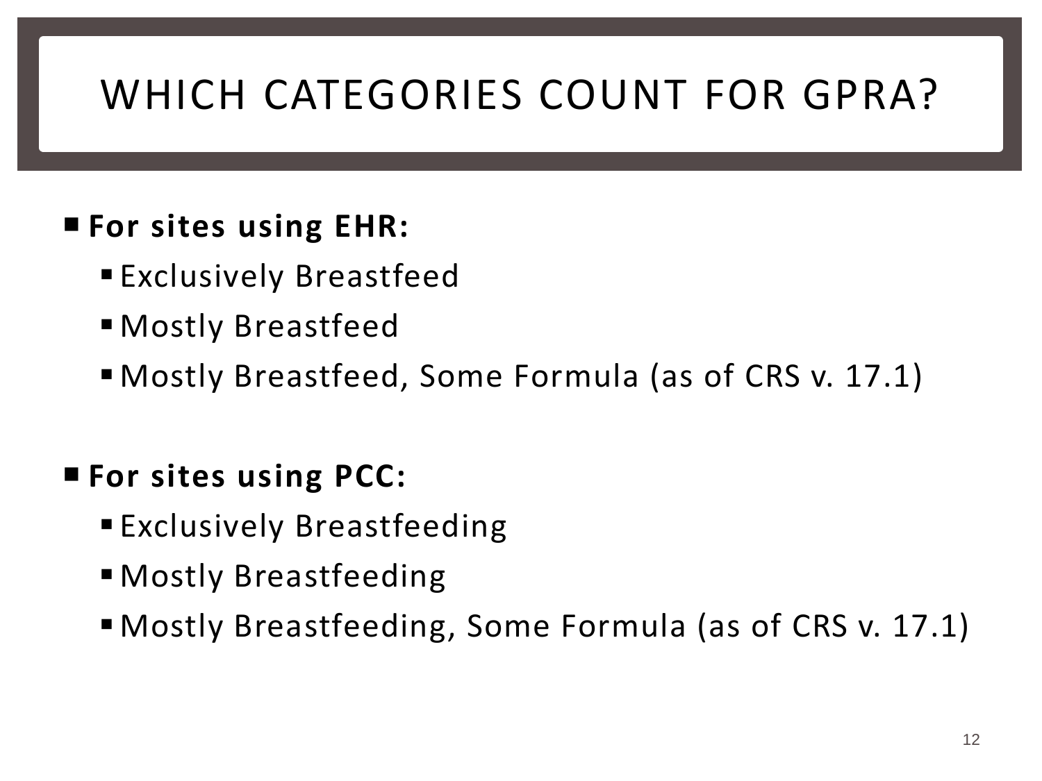# WHICH CATEGORIES COUNT FOR GPRA?

- **For sites using EHR:**
  - Exclusively Breastfeed
  - Mostly Breastfeed
  - Mostly Breastfeed, Some Formula (as of CRS v. 17.1)

- **For sites using PCC:**
  - Exclusively Breastfeeding
  - Mostly Breastfeeding
  - Mostly Breastfeeding, Some Formula (as of CRS v. 17.1)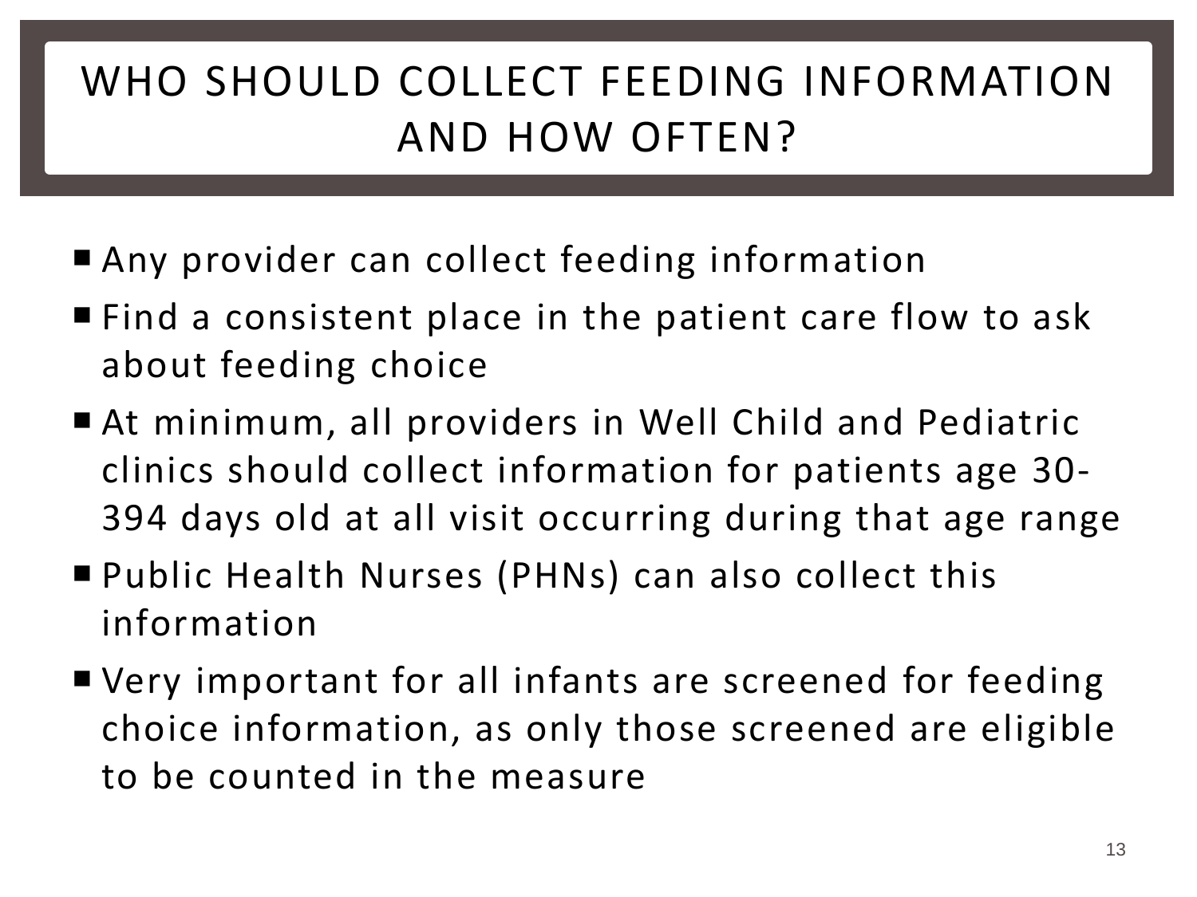# WHO SHOULD COLLECT FEEDING INFORMATION AND HOW OFTEN?

- Any provider can collect feeding information
- Find a consistent place in the patient care flow to ask about feeding choice
- At minimum, all providers in Well Child and Pediatric clinics should collect information for patients age 30-394 days old at all visit occurring during that age range
- Public Health Nurses (PHNs) can also collect this information
- Very important for all infants are screened for feeding choice information, as only those screened are eligible to be counted in the measure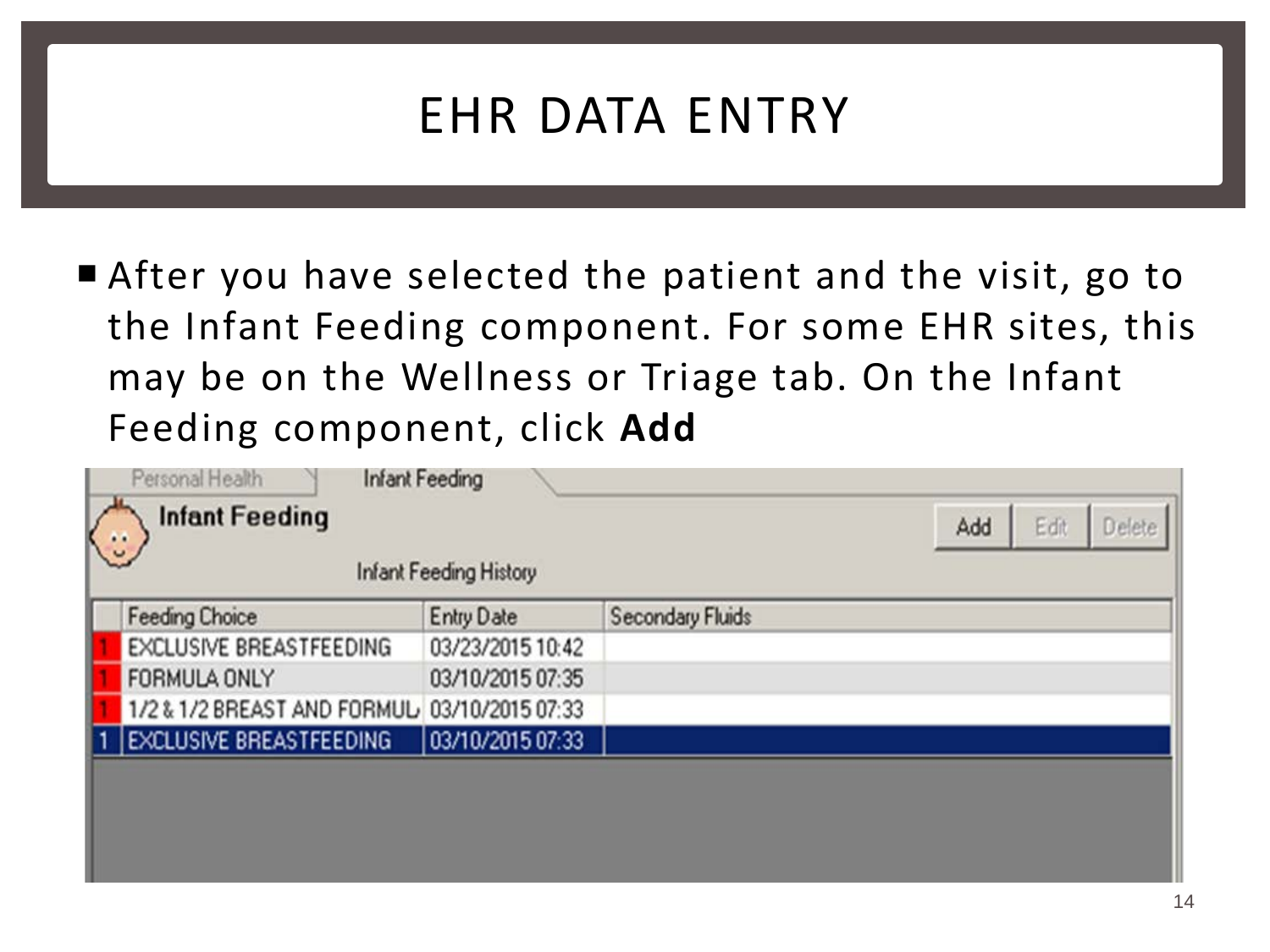# EHR DATA ENTRY

- After you have selected the patient and the visit, go to the Infant Feeding component. For some EHR sites, this may be on the Wellness or Triage tab. On the Infant Feeding component, click **Add**

Personal Health | Infant Feeding

**Infant Feeding**

Add | Edit | Delete

Infant Feeding History

| | Feeding Choice | Entry Date | Secondary Fluids |
|---|---|---|---|
| 1 | EXCLUSIVE BREASTFEEDING | 03/23/2015 10:42 | |
| 1 | FORMULA ONLY | 03/10/2015 07:35 | |
| 1 | 1/2 & 1/2 BREAST AND FORMUL | 03/10/2015 07:33 | |
| 1 | EXCLUSIVE BREASTFEEDING | 03/10/2015 07:33 | |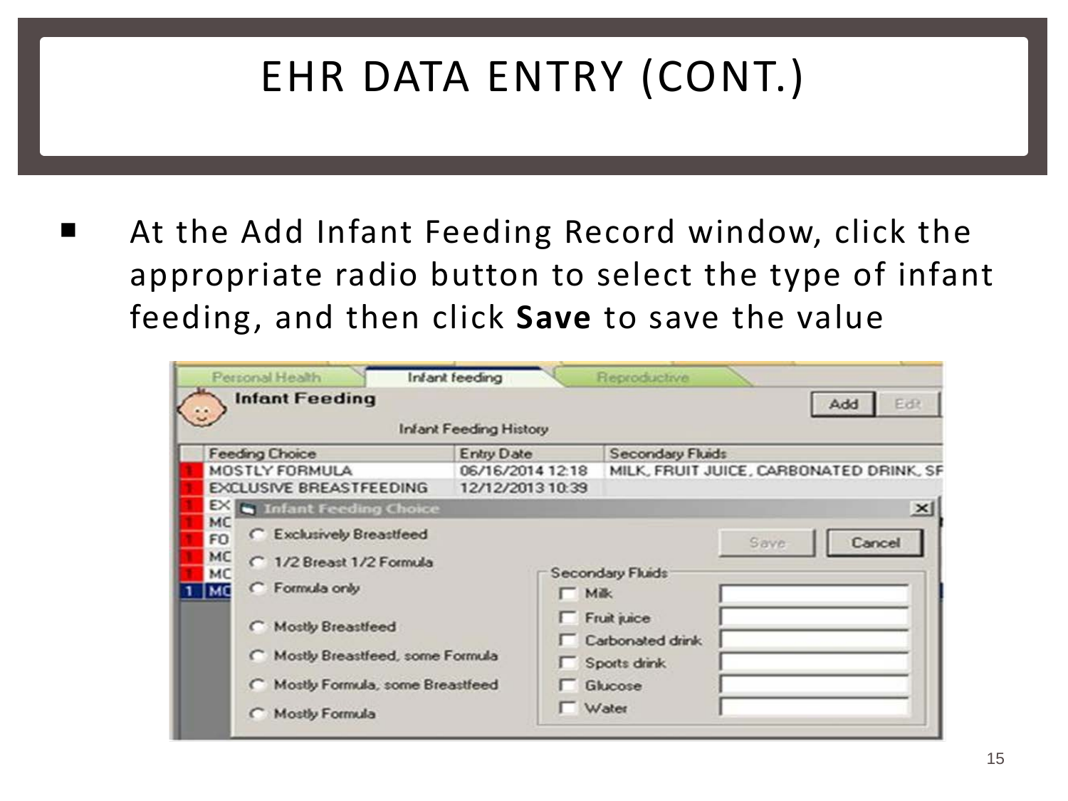# EHR DATA ENTRY (CONT.)

- At the Add Infant Feeding Record window, click the appropriate radio button to select the type of infant feeding, and then click **Save** to save the value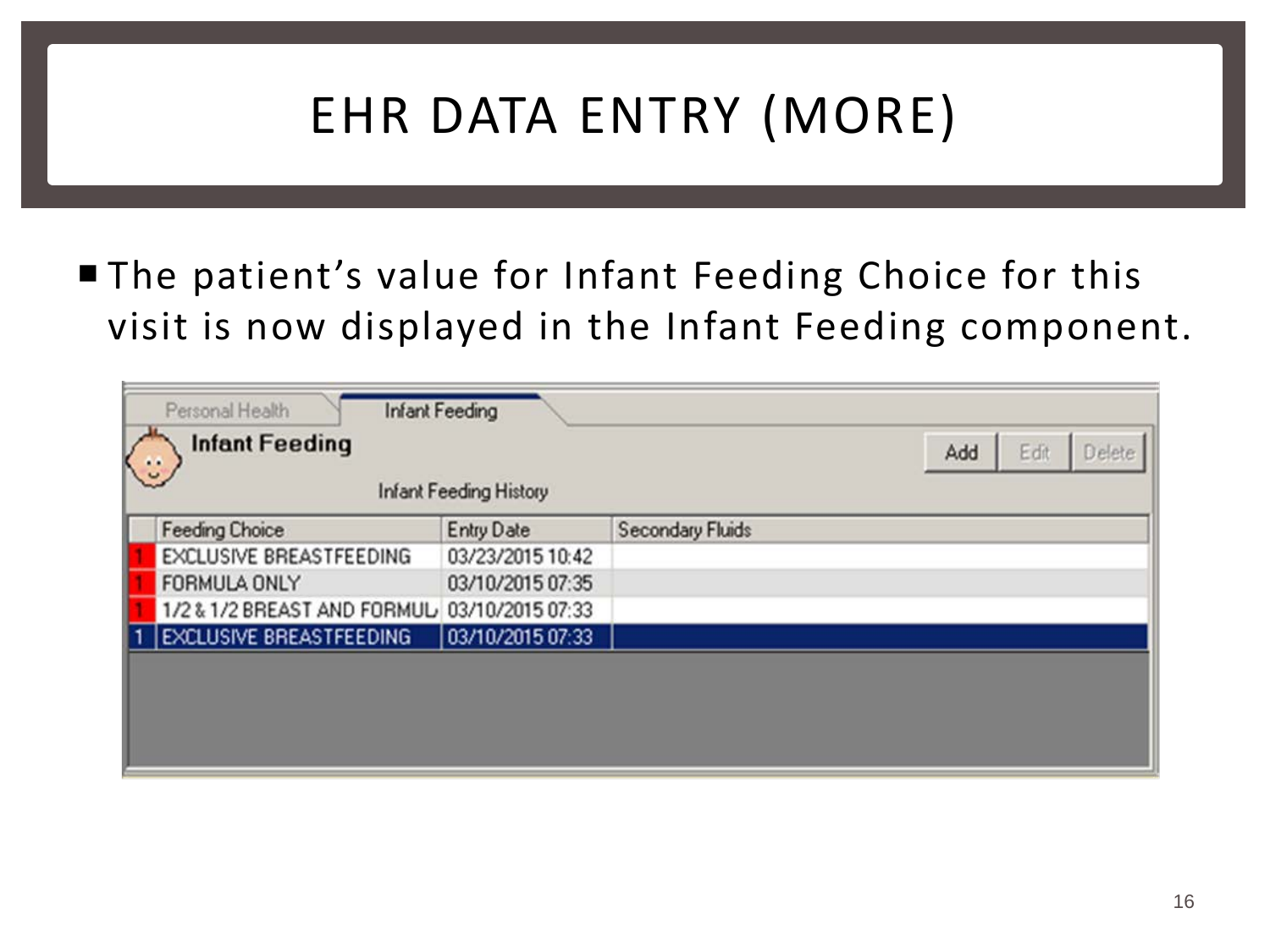# EHR DATA ENTRY (MORE)

- The patient's value for Infant Feeding Choice for this visit is now displayed in the Infant Feeding component.

Personal Health | Infant Feeding

**Infant Feeding**

Add | Edit | Delete

Infant Feeding History

| | Feeding Choice | Entry Date | Secondary Fluids |
|---|---|---|---|
| 1 | EXCLUSIVE BREASTFEEDING | 03/23/2015 10:42 | |
| 1 | FORMULA ONLY | 03/10/2015 07:35 | |
| 1 | 1/2 & 1/2 BREAST AND FORMUL | 03/10/2015 07:33 | |
| 1 | EXCLUSIVE BREASTFEEDING | 03/10/2015 07:33 | |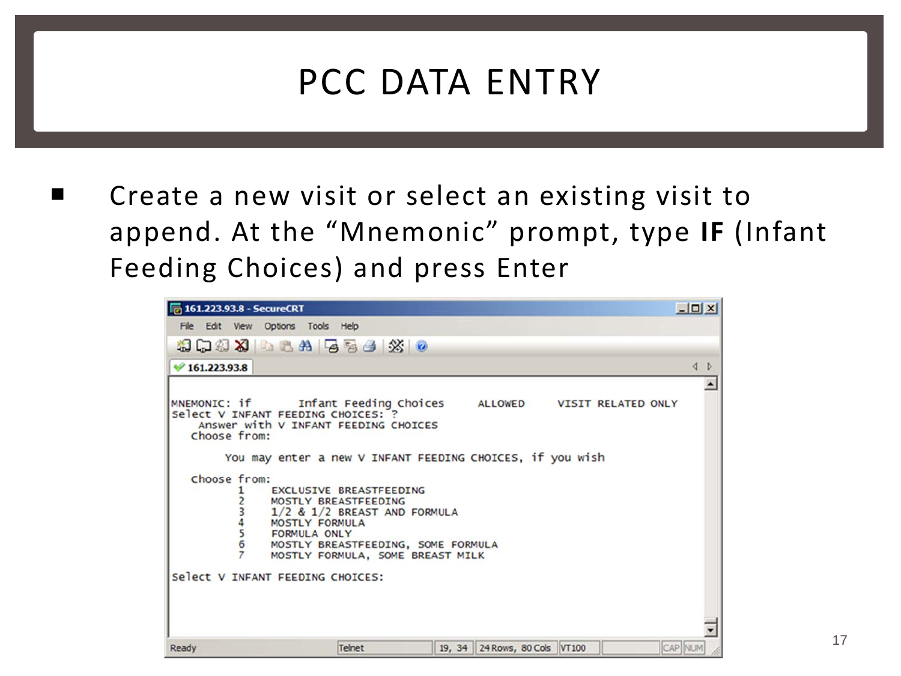# PCC DATA ENTRY

- Create a new visit or select an existing visit to append. At the “Mnemonic” prompt, type **IF** (Infant Feeding Choices) and press Enter

```
161.223.93.8 - SecureCRT
File  Edit  View  Options  Tools  Help

MNEMONIC: if       Infant Feeding Choices     ALLOWED     VISIT RELATED ONLY
Select V INFANT FEEDING CHOICES: ?
    Answer with V INFANT FEEDING CHOICES
   Choose from:

        You may enter a new V INFANT FEEDING CHOICES, if you wish

   Choose from:
          1      EXCLUSIVE BREASTFEEDING
          2      MOSTLY BREASTFEEDING
          3      1/2 & 1/2 BREAST AND FORMULA
          4      MOSTLY FORMULA
          5      FORMULA ONLY
          6      MOSTLY BREASTFEEDING, SOME FORMULA
          7      MOSTLY FORMULA, SOME BREAST MILK

Select V INFANT FEEDING CHOICES:

Ready    Telnet    19, 34    24 Rows, 80 Cols    VT100    CAP  NUM
```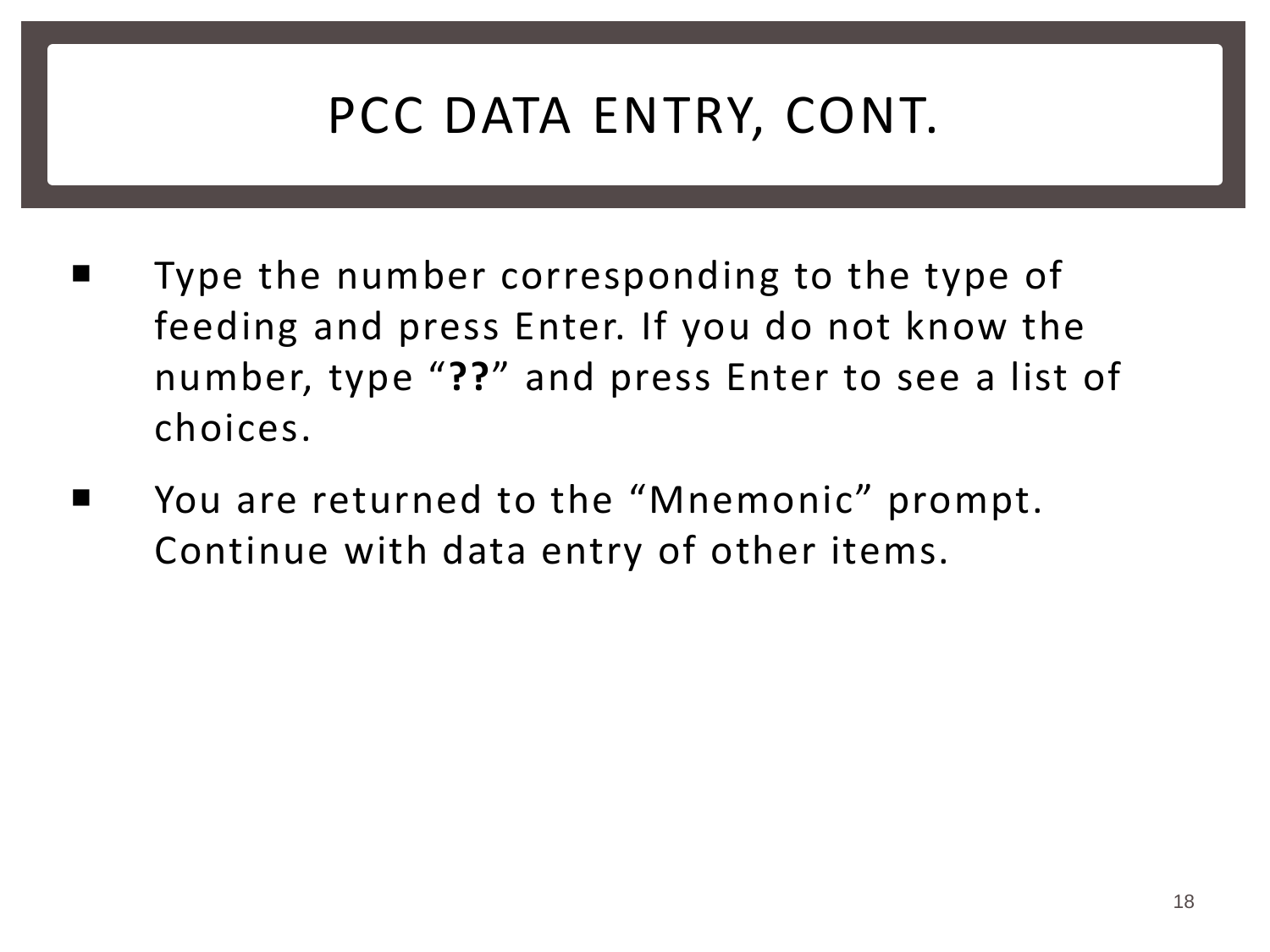# PCC DATA ENTRY, CONT.

- Type the number corresponding to the type of feeding and press Enter. If you do not know the number, type "**??**" and press Enter to see a list of choices.
- You are returned to the "Mnemonic" prompt. Continue with data entry of other items.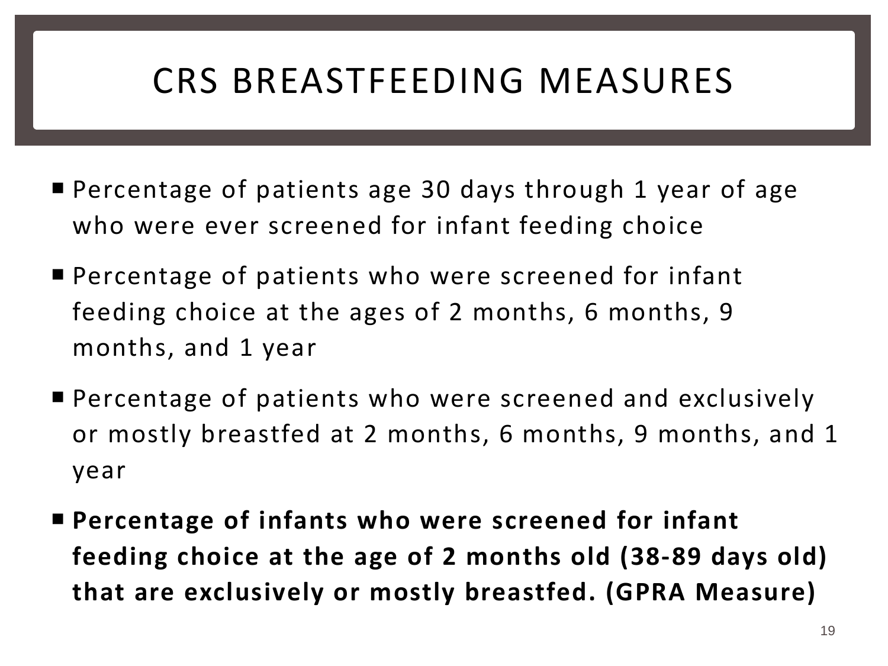# CRS BREASTFEEDING MEASURES

- Percentage of patients age 30 days through 1 year of age who were ever screened for infant feeding choice
- Percentage of patients who were screened for infant feeding choice at the ages of 2 months, 6 months, 9 months, and 1 year
- Percentage of patients who were screened and exclusively or mostly breastfed at 2 months, 6 months, 9 months, and 1 year
- **Percentage of infants who were screened for infant feeding choice at the age of 2 months old (38-89 days old) that are exclusively or mostly breastfed. (GPRA Measure)**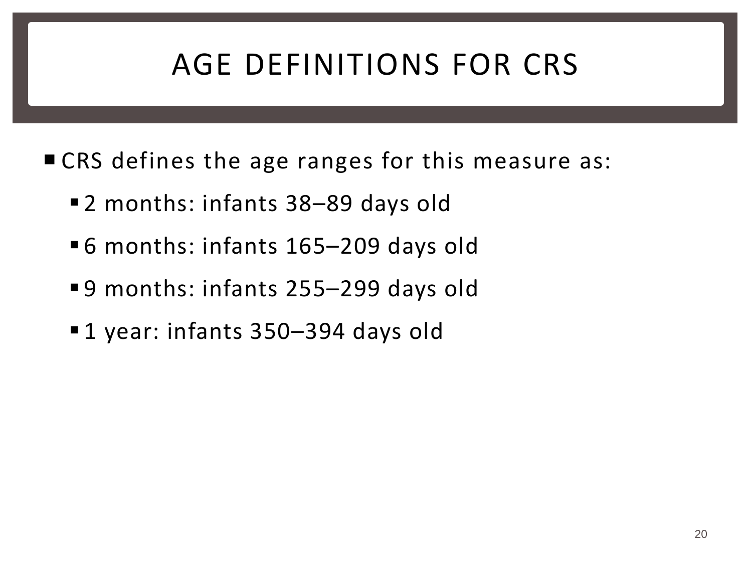# AGE DEFINITIONS FOR CRS

- CRS defines the age ranges for this measure as:
  - 2 months: infants 38–89 days old
  - 6 months: infants 165–209 days old
  - 9 months: infants 255–299 days old
  - 1 year: infants 350–394 days old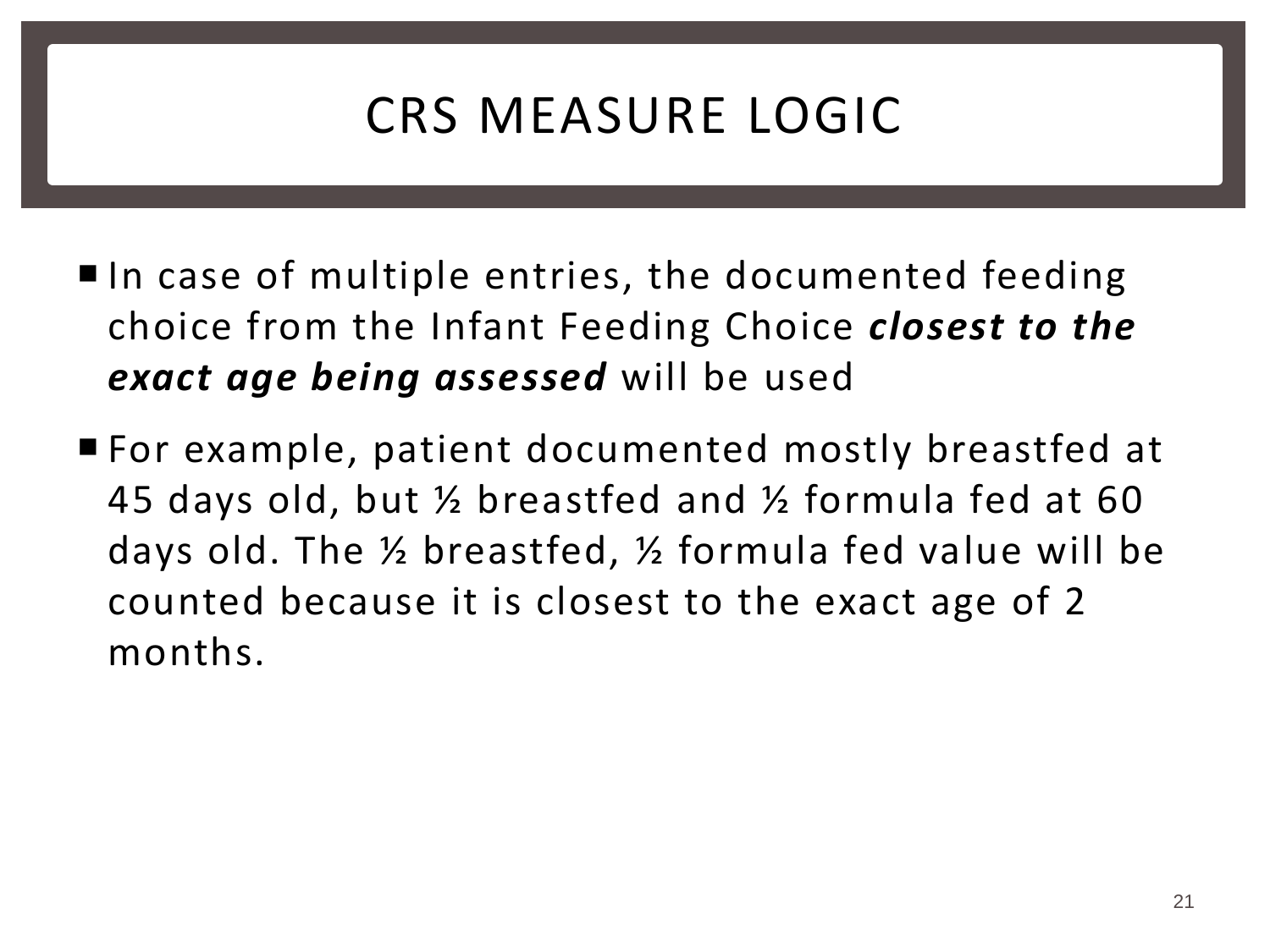# CRS MEASURE LOGIC

- In case of multiple entries, the documented feeding choice from the Infant Feeding Choice ***closest to the exact age being assessed*** will be used
- For example, patient documented mostly breastfed at 45 days old, but ½ breastfed and ½ formula fed at 60 days old. The ½ breastfed, ½ formula fed value will be counted because it is closest to the exact age of 2 months.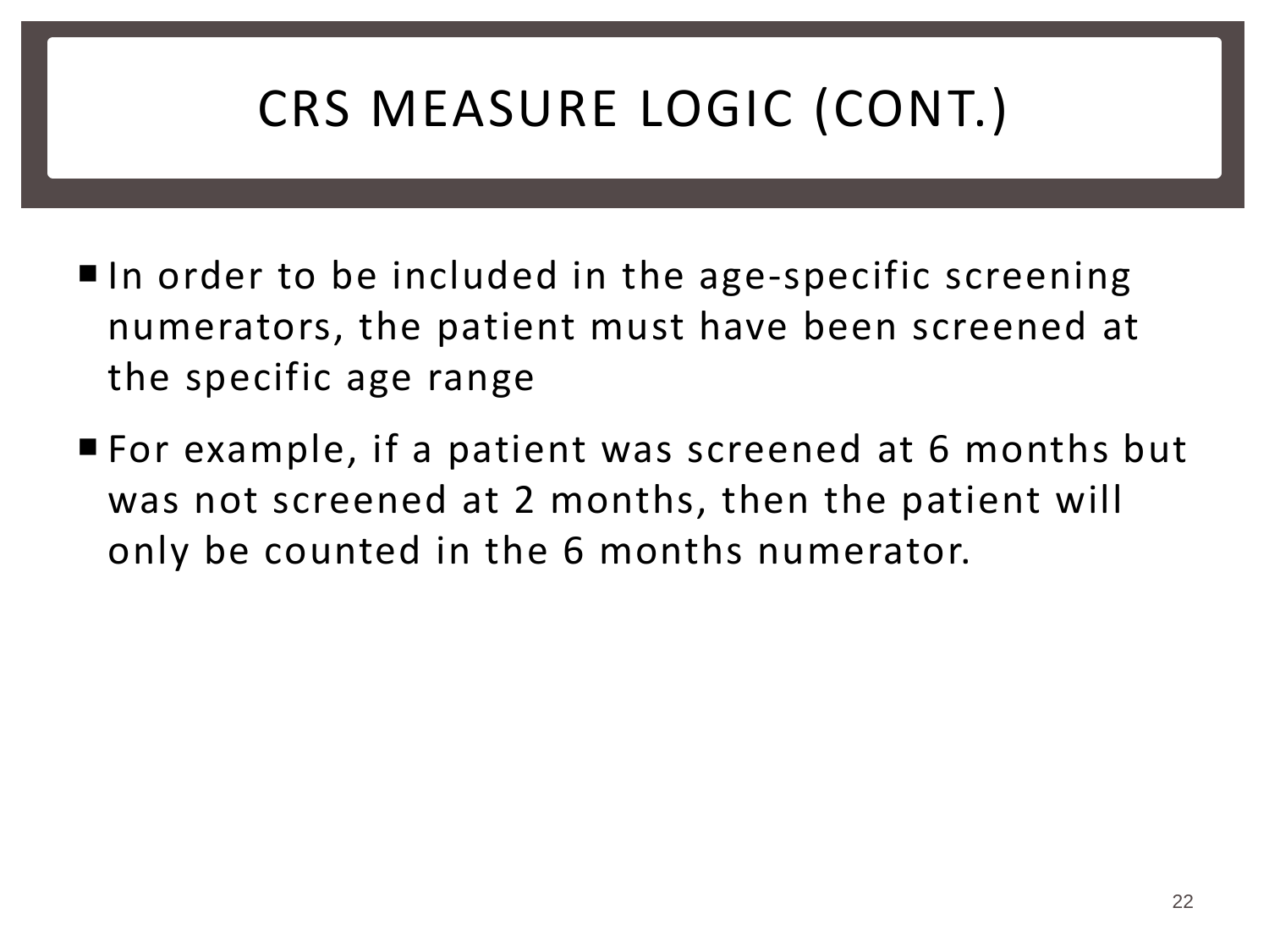# CRS MEASURE LOGIC (CONT.)

- In order to be included in the age-specific screening numerators, the patient must have been screened at the specific age range
- For example, if a patient was screened at 6 months but was not screened at 2 months, then the patient will only be counted in the 6 months numerator.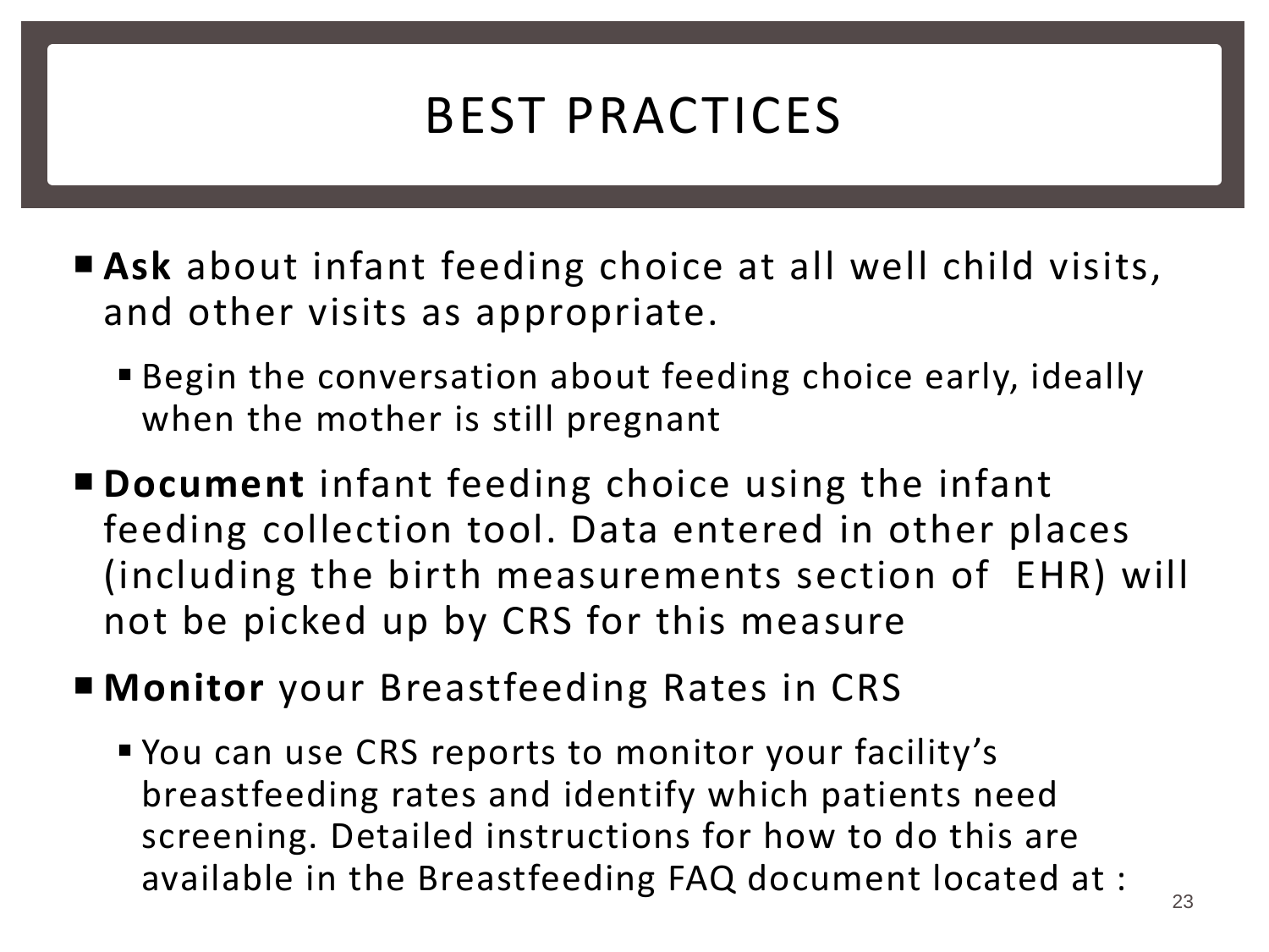# BEST PRACTICES

- **Ask** about infant feeding choice at all well child visits, and other visits as appropriate.
  - Begin the conversation about feeding choice early, ideally when the mother is still pregnant
- **Document** infant feeding choice using the infant feeding collection tool. Data entered in other places (including the birth measurements section of EHR) will not be picked up by CRS for this measure
- **Monitor** your Breastfeeding Rates in CRS
  - You can use CRS reports to monitor your facility's breastfeeding rates and identify which patients need screening. Detailed instructions for how to do this are available in the Breastfeeding FAQ document located at :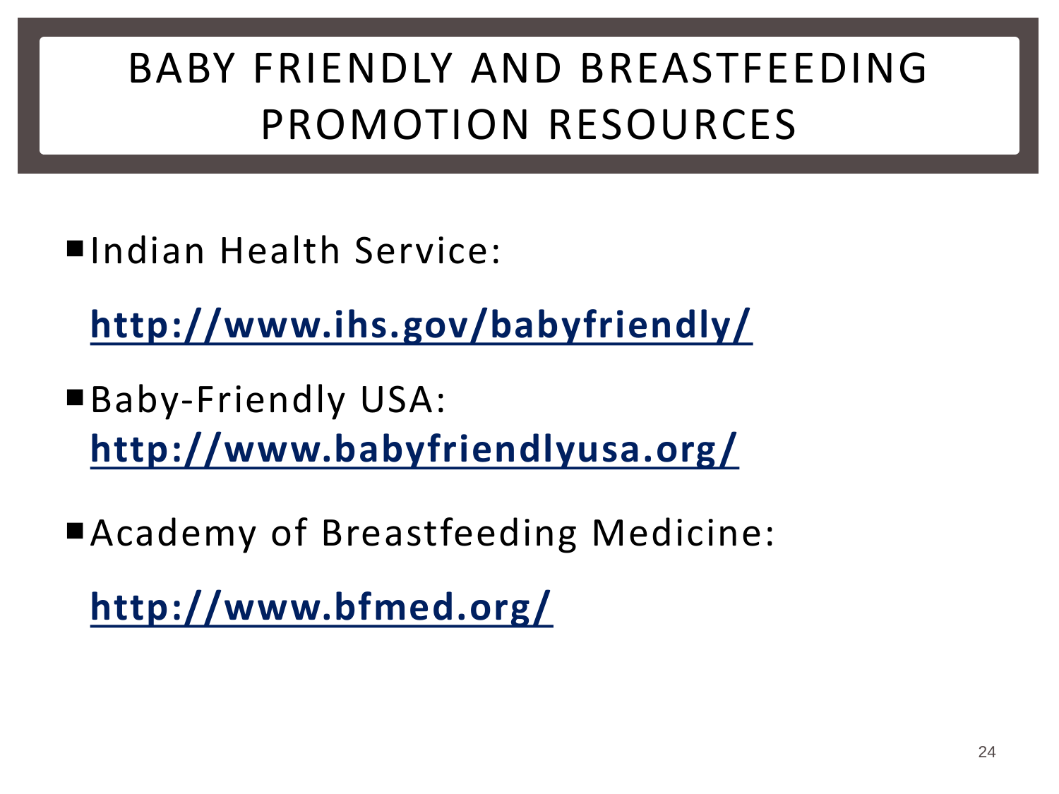# BABY FRIENDLY AND BREASTFEEDING PROMOTION RESOURCES

- Indian Health Service:

  **http://www.ihs.gov/babyfriendly/**

- Baby-Friendly USA:
  **http://www.babyfriendlyusa.org/**

- Academy of Breastfeeding Medicine:

  **http://www.bfmed.org/**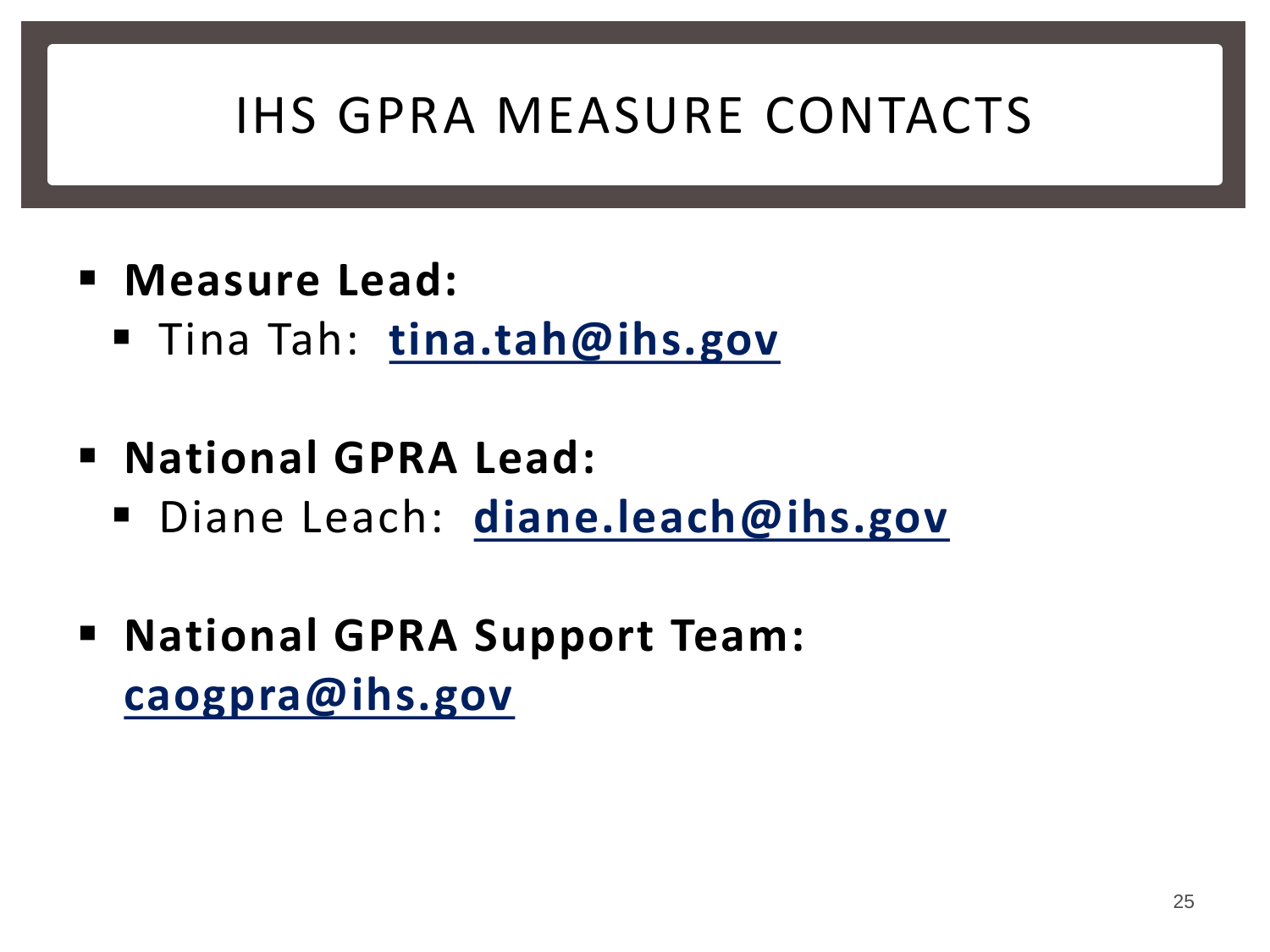# IHS GPRA MEASURE CONTACTS

- **Measure Lead:**
  - Tina Tah: **tina.tah@ihs.gov**
- **National GPRA Lead:**
  - Diane Leach: **diane.leach@ihs.gov**
- **National GPRA Support Team:** **caogpra@ihs.gov**